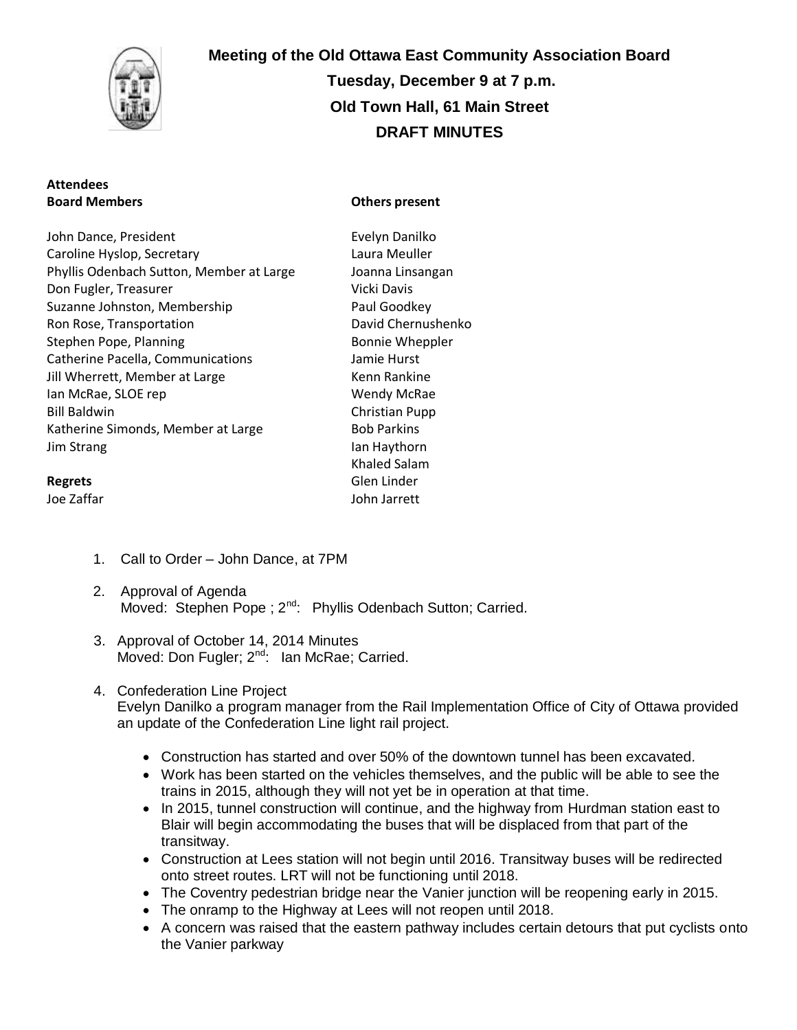# Meeting of the Old Ottawa East Community Association Board

**Tuesday, December 9 at 7 p.m.**

**Old Town Hall, 61 Main Street**

**DRAFT MINUTES**

**Attendees**

| Board Members | Others present |
|---|---|
| John Dance, President | Evelyn Danilko |
| Caroline Hyslop, Secretary | Laura Meuller |
| Phyllis Odenbach Sutton, Member at Large | Joanna Linsangan |
| Don Fugler, Treasurer | Vicki Davis |
| Suzanne Johnston, Membership | Paul Goodkey |
| Ron Rose, Transportation | David Chernushenko |
| Stephen Pope, Planning | Bonnie Wheppler |
| Catherine Pacella, Communications | Jamie Hurst |
| Jill Wherrett, Member at Large | Kenn Rankine |
| Ian McRae, SLOE rep | Wendy McRae |
| Bill Baldwin | Christian Pupp |
| Katherine Simonds, Member at Large | Bob Parkins |
| Jim Strang | Ian Haythorn |
| | Khaled Salam |
| **Regrets** | Glen Linder |
| Joe Zaffar | John Jarrett |

1. Call to Order – John Dance, at 7PM

2. Approval of Agenda
   Moved: Stephen Pope ; 2nd: Phyllis Odenbach Sutton; Carried.

3. Approval of October 14, 2014 Minutes
   Moved: Don Fugler; 2nd: Ian McRae; Carried.

4. Confederation Line Project
   Evelyn Danilko a program manager from the Rail Implementation Office of City of Ottawa provided an update of the Confederation Line light rail project.

   - Construction has started and over 50% of the downtown tunnel has been excavated.
   - Work has been started on the vehicles themselves, and the public will be able to see the trains in 2015, although they will not yet be in operation at that time.
   - In 2015, tunnel construction will continue, and the highway from Hurdman station east to Blair will begin accommodating the buses that will be displaced from that part of the transitway.
   - Construction at Lees station will not begin until 2016. Transitway buses will be redirected onto street routes. LRT will not be functioning until 2018.
   - The Coventry pedestrian bridge near the Vanier junction will be reopening early in 2015.
   - The onramp to the Highway at Lees will not reopen until 2018.
   - A concern was raised that the eastern pathway includes certain detours that put cyclists onto the Vanier parkway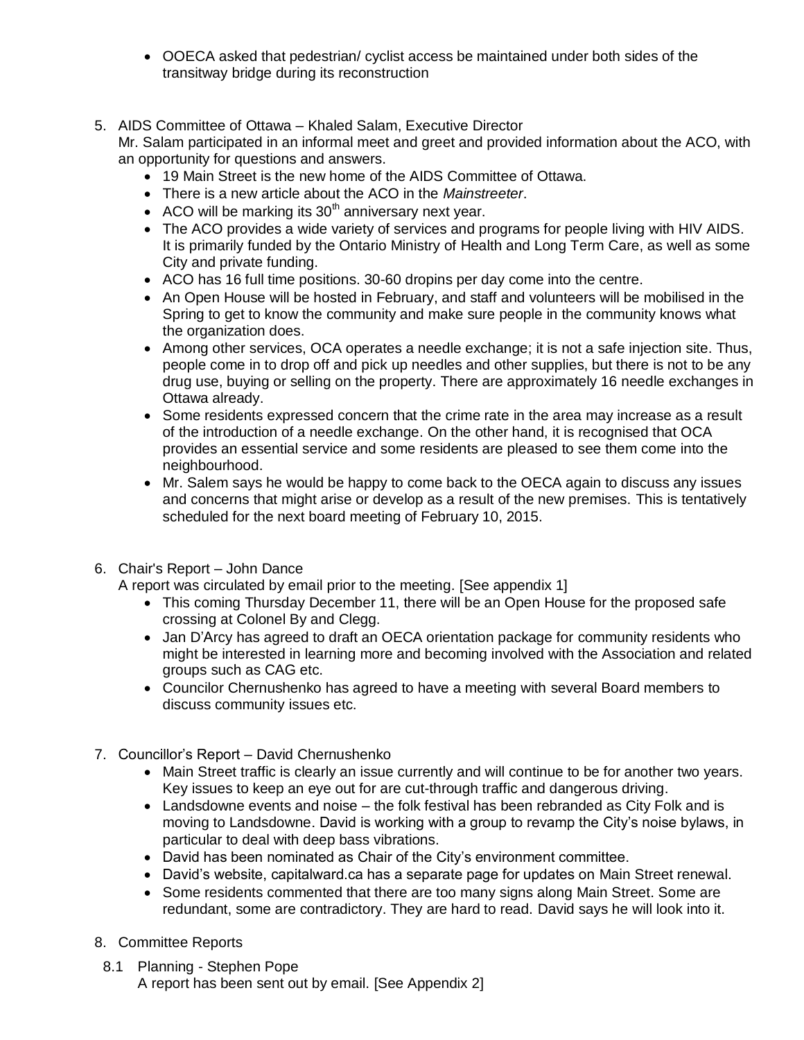- OOECA asked that pedestrian/ cyclist access be maintained under both sides of the transitway bridge during its reconstruction

5. AIDS Committee of Ottawa – Khaled Salam, Executive Director
   Mr. Salam participated in an informal meet and greet and provided information about the ACO, with an opportunity for questions and answers.
   - 19 Main Street is the new home of the AIDS Committee of Ottawa.
   - There is a new article about the ACO in the *Mainstreeter*.
   - ACO will be marking its 30th anniversary next year.
   - The ACO provides a wide variety of services and programs for people living with HIV AIDS. It is primarily funded by the Ontario Ministry of Health and Long Term Care, as well as some City and private funding.
   - ACO has 16 full time positions. 30-60 dropins per day come into the centre.
   - An Open House will be hosted in February, and staff and volunteers will be mobilised in the Spring to get to know the community and make sure people in the community knows what the organization does.
   - Among other services, OCA operates a needle exchange; it is not a safe injection site. Thus, people come in to drop off and pick up needles and other supplies, but there is not to be any drug use, buying or selling on the property. There are approximately 16 needle exchanges in Ottawa already.
   - Some residents expressed concern that the crime rate in the area may increase as a result of the introduction of a needle exchange. On the other hand, it is recognised that OCA provides an essential service and some residents are pleased to see them come into the neighbourhood.
   - Mr. Salem says he would be happy to come back to the OECA again to discuss any issues and concerns that might arise or develop as a result of the new premises. This is tentatively scheduled for the next board meeting of February 10, 2015.

6. Chair's Report – John Dance
   A report was circulated by email prior to the meeting. [See appendix 1]
   - This coming Thursday December 11, there will be an Open House for the proposed safe crossing at Colonel By and Clegg.
   - Jan D'Arcy has agreed to draft an OECA orientation package for community residents who might be interested in learning more and becoming involved with the Association and related groups such as CAG etc.
   - Councilor Chernushenko has agreed to have a meeting with several Board members to discuss community issues etc.

7. Councillor's Report – David Chernushenko
   - Main Street traffic is clearly an issue currently and will continue to be for another two years. Key issues to keep an eye out for are cut-through traffic and dangerous driving.
   - Landsdowne events and noise – the folk festival has been rebranded as City Folk and is moving to Landsdowne. David is working with a group to revamp the City's noise bylaws, in particular to deal with deep bass vibrations.
   - David has been nominated as Chair of the City's environment committee.
   - David's website, capitalward.ca has a separate page for updates on Main Street renewal.
   - Some residents commented that there are too many signs along Main Street. Some are redundant, some are contradictory. They are hard to read. David says he will look into it.

8. Committee Reports

   8.1 Planning - Stephen Pope
   A report has been sent out by email. [See Appendix 2]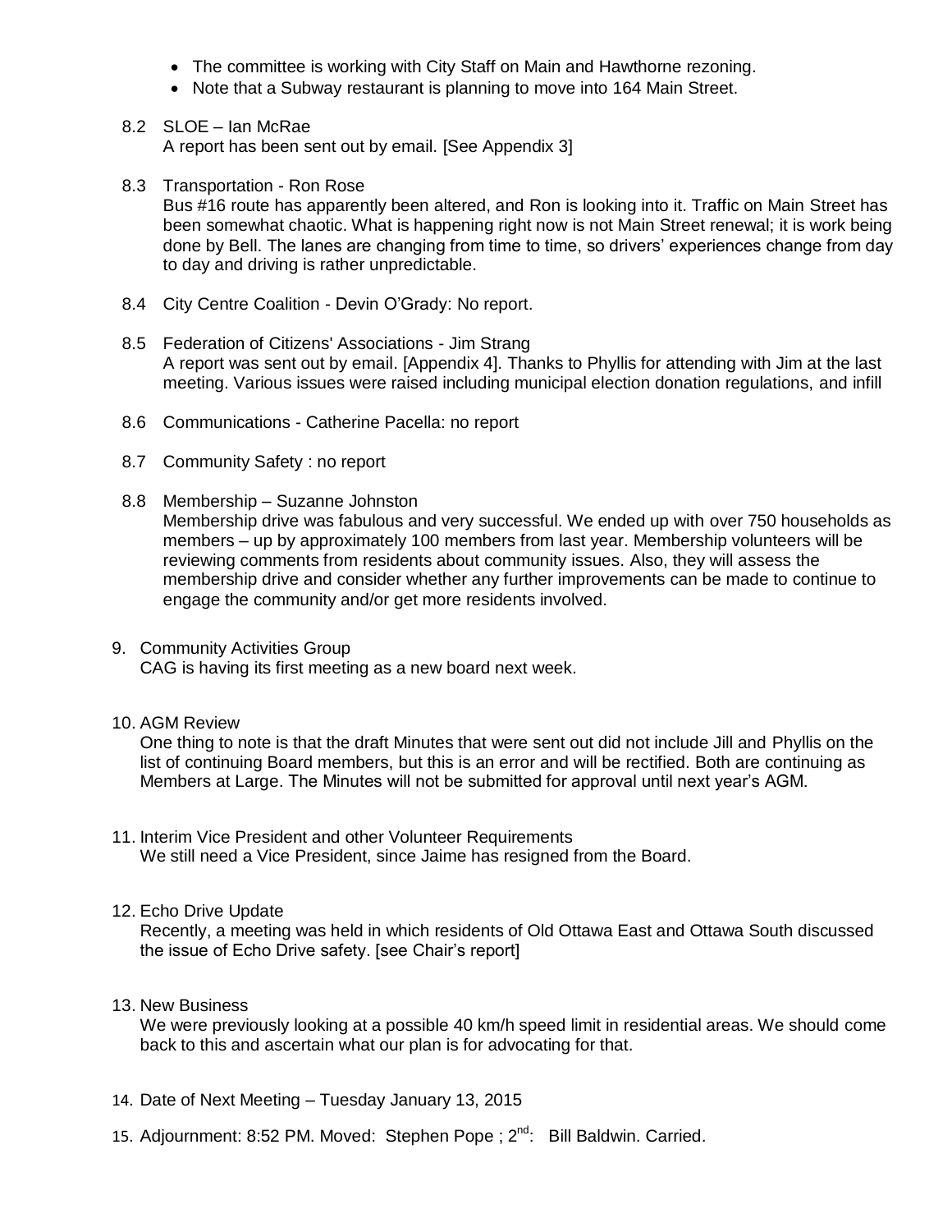- The committee is working with City Staff on Main and Hawthorne rezoning.
- Note that a Subway restaurant is planning to move into 164 Main Street.

8.2 SLOE – Ian McRae

A report has been sent out by email. [See Appendix 3]

8.3 Transportation - Ron Rose

Bus #16 route has apparently been altered, and Ron is looking into it. Traffic on Main Street has been somewhat chaotic. What is happening right now is not Main Street renewal; it is work being done by Bell. The lanes are changing from time to time, so drivers' experiences change from day to day and driving is rather unpredictable.

8.4 City Centre Coalition - Devin O'Grady: No report.

8.5 Federation of Citizens' Associations - Jim Strang

A report was sent out by email. [Appendix 4]. Thanks to Phyllis for attending with Jim at the last meeting. Various issues were raised including municipal election donation regulations, and infill

8.6 Communications - Catherine Pacella: no report

8.7 Community Safety : no report

8.8 Membership – Suzanne Johnston

Membership drive was fabulous and very successful. We ended up with over 750 households as members – up by approximately 100 members from last year. Membership volunteers will be reviewing comments from residents about community issues. Also, they will assess the membership drive and consider whether any further improvements can be made to continue to engage the community and/or get more residents involved.

9. Community Activities Group

CAG is having its first meeting as a new board next week.

10. AGM Review

One thing to note is that the draft Minutes that were sent out did not include Jill and Phyllis on the list of continuing Board members, but this is an error and will be rectified. Both are continuing as Members at Large. The Minutes will not be submitted for approval until next year's AGM.

11. Interim Vice President and other Volunteer Requirements

We still need a Vice President, since Jaime has resigned from the Board.

12. Echo Drive Update

Recently, a meeting was held in which residents of Old Ottawa East and Ottawa South discussed the issue of Echo Drive safety. [see Chair's report]

13. New Business

We were previously looking at a possible 40 km/h speed limit in residential areas. We should come back to this and ascertain what our plan is for advocating for that.

14. Date of Next Meeting – Tuesday January 13, 2015

15. Adjournment: 8:52 PM. Moved: Stephen Pope ; 2nd: Bill Baldwin. Carried.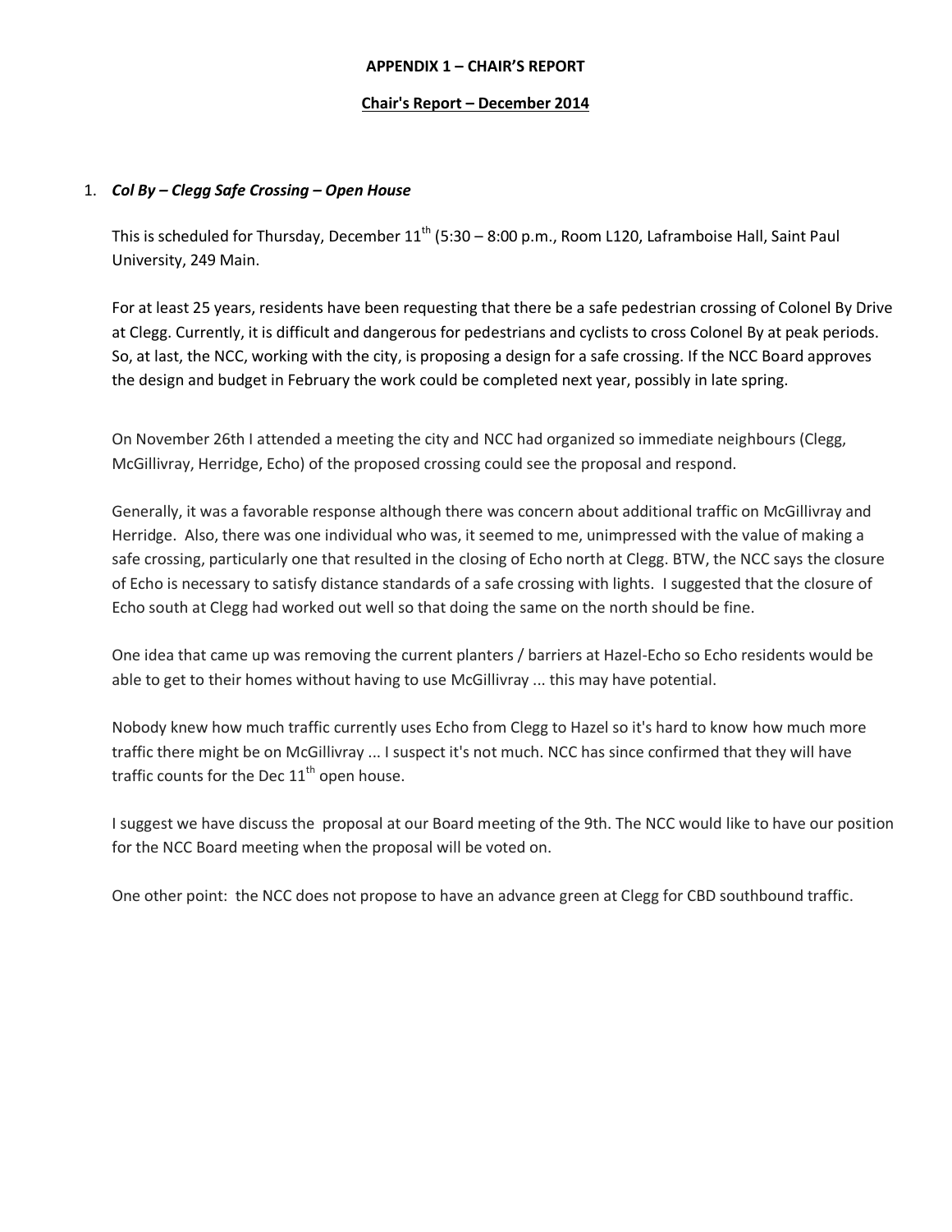**APPENDIX 1 – CHAIR'S REPORT**

**Chair's Report – December 2014**

1. ***Col By – Clegg Safe Crossing – Open House***

   This is scheduled for Thursday, December 11th (5:30 – 8:00 p.m., Room L120, Laframboise Hall, Saint Paul University, 249 Main.

   For at least 25 years, residents have been requesting that there be a safe pedestrian crossing of Colonel By Drive at Clegg. Currently, it is difficult and dangerous for pedestrians and cyclists to cross Colonel By at peak periods. So, at last, the NCC, working with the city, is proposing a design for a safe crossing. If the NCC Board approves the design and budget in February the work could be completed next year, possibly in late spring.

   On November 26th I attended a meeting the city and NCC had organized so immediate neighbours (Clegg, McGillivray, Herridge, Echo) of the proposed crossing could see the proposal and respond.

   Generally, it was a favorable response although there was concern about additional traffic on McGillivray and Herridge. Also, there was one individual who was, it seemed to me, unimpressed with the value of making a safe crossing, particularly one that resulted in the closing of Echo north at Clegg. BTW, the NCC says the closure of Echo is necessary to satisfy distance standards of a safe crossing with lights. I suggested that the closure of Echo south at Clegg had worked out well so that doing the same on the north should be fine.

   One idea that came up was removing the current planters / barriers at Hazel-Echo so Echo residents would be able to get to their homes without having to use McGillivray ... this may have potential.

   Nobody knew how much traffic currently uses Echo from Clegg to Hazel so it's hard to know how much more traffic there might be on McGillivray ... I suspect it's not much. NCC has since confirmed that they will have traffic counts for the Dec 11th open house.

   I suggest we have discuss the proposal at our Board meeting of the 9th. The NCC would like to have our position for the NCC Board meeting when the proposal will be voted on.

   One other point: the NCC does not propose to have an advance green at Clegg for CBD southbound traffic.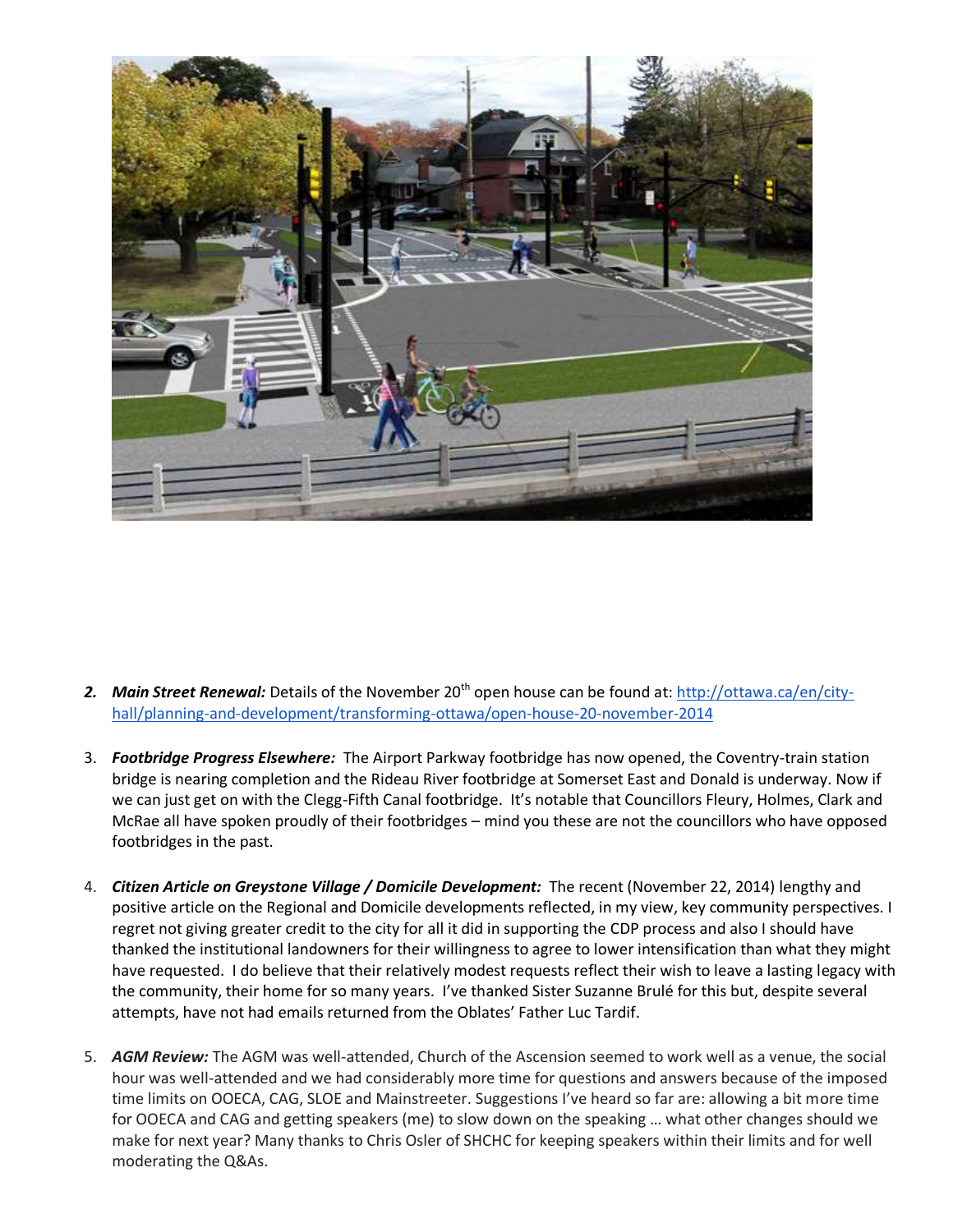2. ***Main Street Renewal:*** Details of the November 20th open house can be found at: [http://ottawa.ca/en/city-hall/planning-and-development/transforming-ottawa/open-house-20-november-2014](http://ottawa.ca/en/city-hall/planning-and-development/transforming-ottawa/open-house-20-november-2014)

3. ***Footbridge Progress Elsewhere:*** The Airport Parkway footbridge has now opened, the Coventry-train station bridge is nearing completion and the Rideau River footbridge at Somerset East and Donald is underway. Now if we can just get on with the Clegg-Fifth Canal footbridge. It's notable that Councillors Fleury, Holmes, Clark and McRae all have spoken proudly of their footbridges – mind you these are not the councillors who have opposed footbridges in the past.

4. ***Citizen Article on Greystone Village / Domicile Development:*** The recent (November 22, 2014) lengthy and positive article on the Regional and Domicile developments reflected, in my view, key community perspectives. I regret not giving greater credit to the city for all it did in supporting the CDP process and also I should have thanked the institutional landowners for their willingness to agree to lower intensification than what they might have requested. I do believe that their relatively modest requests reflect their wish to leave a lasting legacy with the community, their home for so many years. I've thanked Sister Suzanne Brulé for this but, despite several attempts, have not had emails returned from the Oblates' Father Luc Tardif.

5. ***AGM Review:*** The AGM was well-attended, Church of the Ascension seemed to work well as a venue, the social hour was well-attended and we had considerably more time for questions and answers because of the imposed time limits on OOECA, CAG, SLOE and Mainstreeter. Suggestions I've heard so far are: allowing a bit more time for OOECA and CAG and getting speakers (me) to slow down on the speaking … what other changes should we make for next year? Many thanks to Chris Osler of SHCHC for keeping speakers within their limits and for well moderating the Q&As.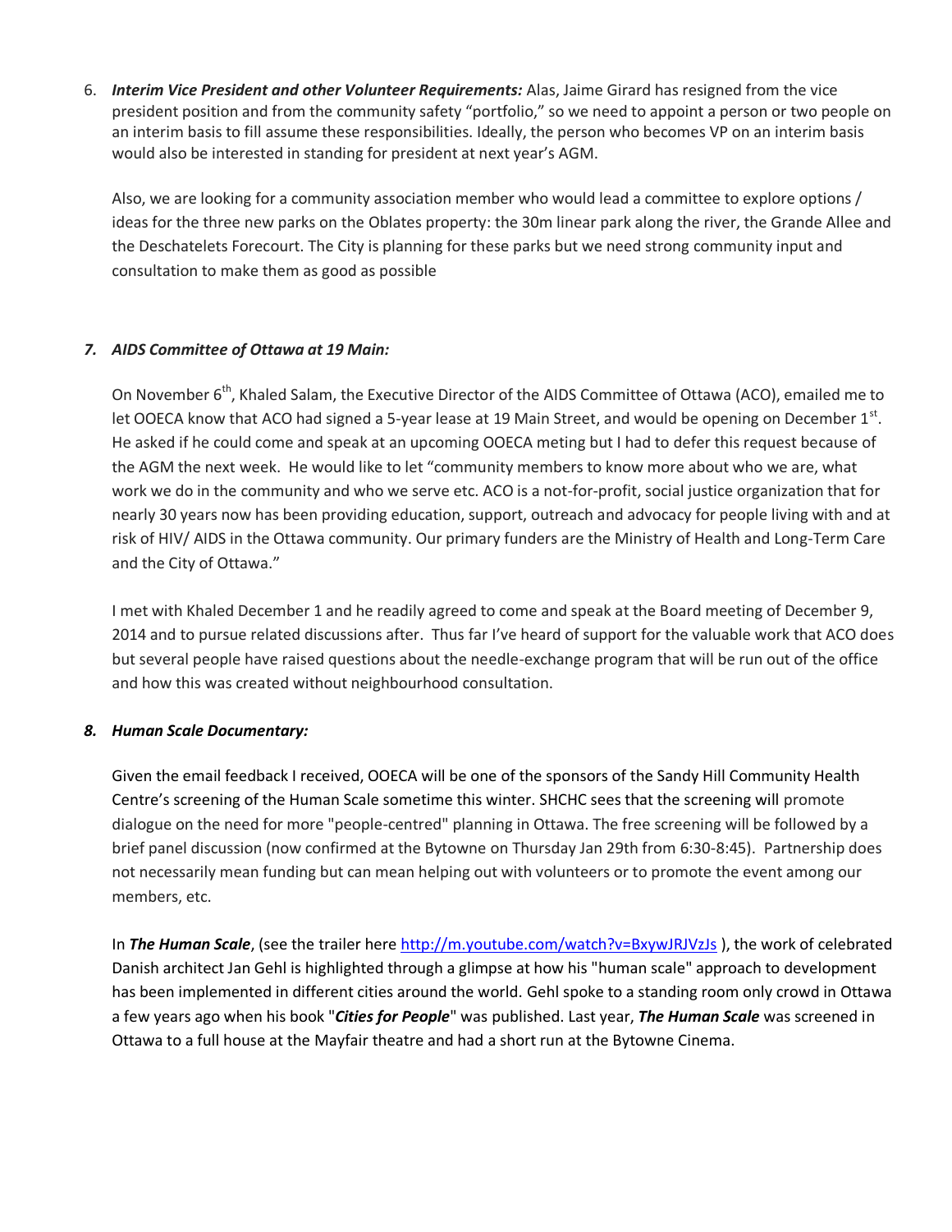6. ***Interim Vice President and other Volunteer Requirements:*** Alas, Jaime Girard has resigned from the vice president position and from the community safety "portfolio," so we need to appoint a person or two people on an interim basis to fill assume these responsibilities. Ideally, the person who becomes VP on an interim basis would also be interested in standing for president at next year's AGM.

   Also, we are looking for a community association member who would lead a committee to explore options / ideas for the three new parks on the Oblates property: the 30m linear park along the river, the Grande Allee and the Deschatelets Forecourt. The City is planning for these parks but we need strong community input and consultation to make them as good as possible

7. ***AIDS Committee of Ottawa at 19 Main:***

   On November 6th, Khaled Salam, the Executive Director of the AIDS Committee of Ottawa (ACO), emailed me to let OOECA know that ACO had signed a 5-year lease at 19 Main Street, and would be opening on December 1st. He asked if he could come and speak at an upcoming OOECA meting but I had to defer this request because of the AGM the next week. He would like to let "community members to know more about who we are, what work we do in the community and who we serve etc. ACO is a not-for-profit, social justice organization that for nearly 30 years now has been providing education, support, outreach and advocacy for people living with and at risk of HIV/ AIDS in the Ottawa community. Our primary funders are the Ministry of Health and Long-Term Care and the City of Ottawa."

   I met with Khaled December 1 and he readily agreed to come and speak at the Board meeting of December 9, 2014 and to pursue related discussions after. Thus far I've heard of support for the valuable work that ACO does but several people have raised questions about the needle-exchange program that will be run out of the office and how this was created without neighbourhood consultation.

8. ***Human Scale Documentary:***

   Given the email feedback I received, OOECA will be one of the sponsors of the Sandy Hill Community Health Centre's screening of the Human Scale sometime this winter. SHCHC sees that the screening will promote dialogue on the need for more "people-centred" planning in Ottawa. The free screening will be followed by a brief panel discussion (now confirmed at the Bytowne on Thursday Jan 29th from 6:30-8:45). Partnership does not necessarily mean funding but can mean helping out with volunteers or to promote the event among our members, etc.

   In ***The Human Scale***, (see the trailer here http://m.youtube.com/watch?v=BxywJRJVzJs ), the work of celebrated Danish architect Jan Gehl is highlighted through a glimpse at how his "human scale" approach to development has been implemented in different cities around the world. Gehl spoke to a standing room only crowd in Ottawa a few years ago when his book "***Cities for People***" was published. Last year, ***The Human Scale*** was screened in Ottawa to a full house at the Mayfair theatre and had a short run at the Bytowne Cinema.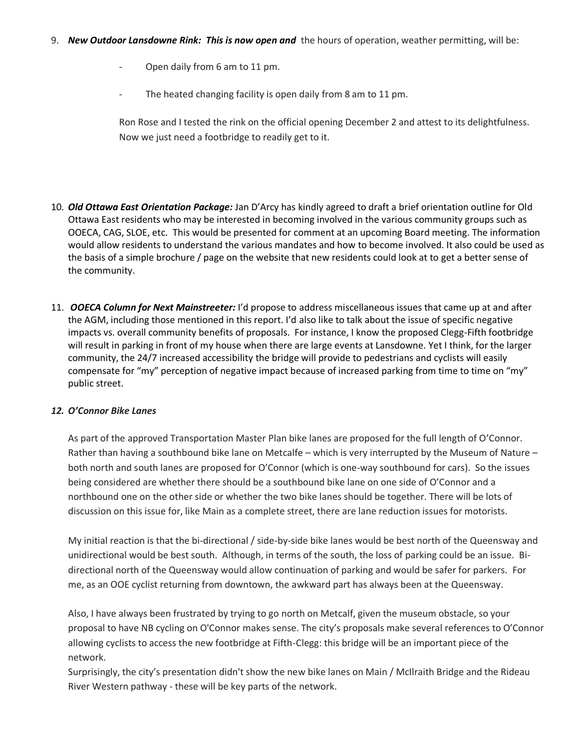9. ***New Outdoor Lansdowne Rink: This is now open and*** the hours of operation, weather permitting, will be:

   - Open daily from 6 am to 11 pm.
   - The heated changing facility is open daily from 8 am to 11 pm.

   Ron Rose and I tested the rink on the official opening December 2 and attest to its delightfulness. Now we just need a footbridge to readily get to it.

10. ***Old Ottawa East Orientation Package:*** Jan D'Arcy has kindly agreed to draft a brief orientation outline for Old Ottawa East residents who may be interested in becoming involved in the various community groups such as OOECA, CAG, SLOE, etc. This would be presented for comment at an upcoming Board meeting. The information would allow residents to understand the various mandates and how to become involved. It also could be used as the basis of a simple brochure / page on the website that new residents could look at to get a better sense of the community.

11. ***OOECA Column for Next Mainstreeter:*** I'd propose to address miscellaneous issues that came up at and after the AGM, including those mentioned in this report. I'd also like to talk about the issue of specific negative impacts vs. overall community benefits of proposals. For instance, I know the proposed Clegg-Fifth footbridge will result in parking in front of my house when there are large events at Lansdowne. Yet I think, for the larger community, the 24/7 increased accessibility the bridge will provide to pedestrians and cyclists will easily compensate for "my" perception of negative impact because of increased parking from time to time on "my" public street.

***12. O'Connor Bike Lanes***

As part of the approved Transportation Master Plan bike lanes are proposed for the full length of O'Connor. Rather than having a southbound bike lane on Metcalfe – which is very interrupted by the Museum of Nature – both north and south lanes are proposed for O'Connor (which is one-way southbound for cars). So the issues being considered are whether there should be a southbound bike lane on one side of O'Connor and a northbound one on the other side or whether the two bike lanes should be together. There will be lots of discussion on this issue for, like Main as a complete street, there are lane reduction issues for motorists.

My initial reaction is that the bi-directional / side-by-side bike lanes would be best north of the Queensway and unidirectional would be best south. Although, in terms of the south, the loss of parking could be an issue. Bi-directional north of the Queensway would allow continuation of parking and would be safer for parkers. For me, as an OOE cyclist returning from downtown, the awkward part has always been at the Queensway.

Also, I have always been frustrated by trying to go north on Metcalf, given the museum obstacle, so your proposal to have NB cycling on O'Connor makes sense. The city's proposals make several references to O'Connor allowing cyclists to access the new footbridge at Fifth-Clegg: this bridge will be an important piece of the network.

Surprisingly, the city's presentation didn't show the new bike lanes on Main / McIlraith Bridge and the Rideau River Western pathway - these will be key parts of the network.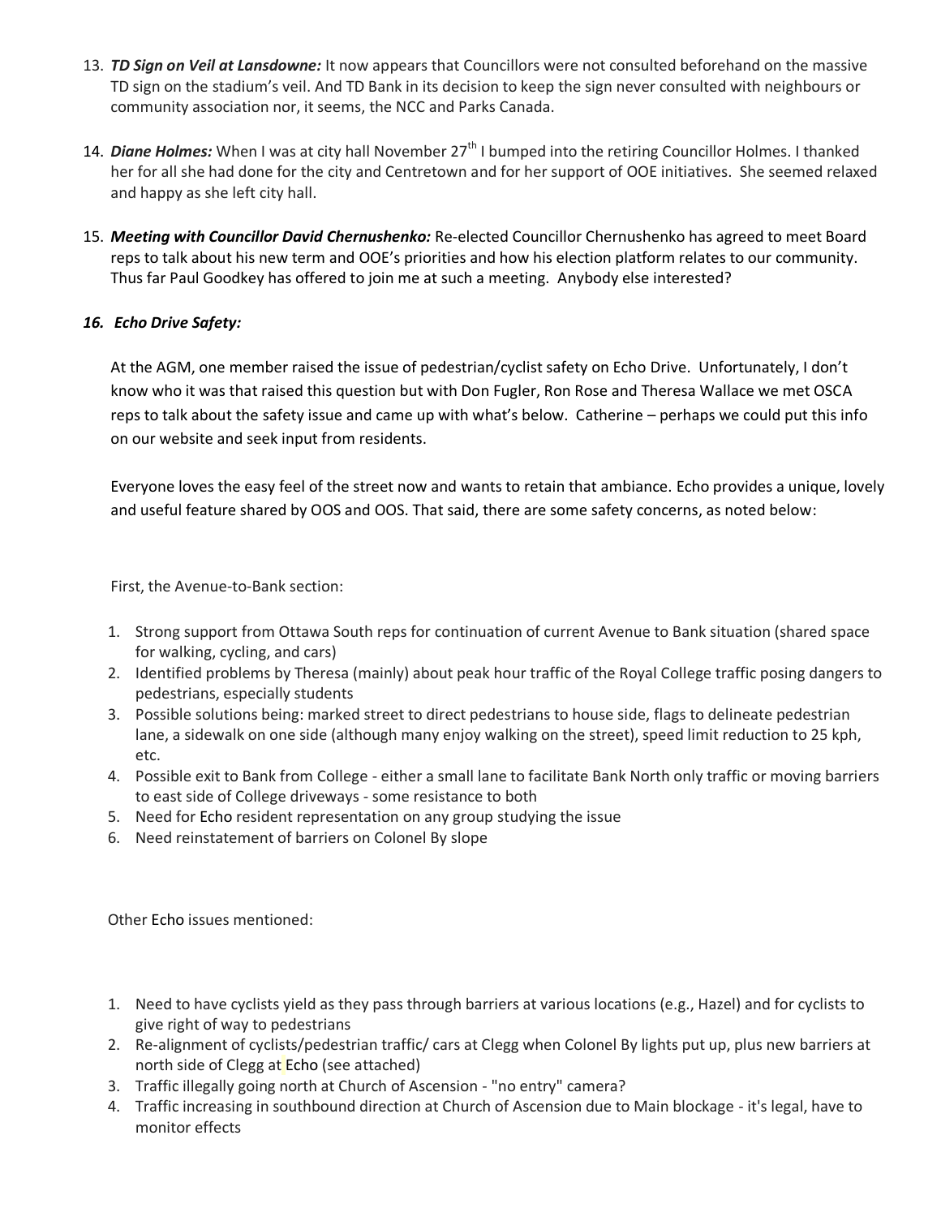13. ***TD Sign on Veil at Lansdowne:*** It now appears that Councillors were not consulted beforehand on the massive TD sign on the stadium's veil. And TD Bank in its decision to keep the sign never consulted with neighbours or community association nor, it seems, the NCC and Parks Canada.

14. ***Diane Holmes:*** When I was at city hall November 27th I bumped into the retiring Councillor Holmes. I thanked her for all she had done for the city and Centretown and for her support of OOE initiatives. She seemed relaxed and happy as she left city hall.

15. ***Meeting with Councillor David Chernushenko:*** Re-elected Councillor Chernushenko has agreed to meet Board reps to talk about his new term and OOE's priorities and how his election platform relates to our community. Thus far Paul Goodkey has offered to join me at such a meeting. Anybody else interested?

16. ***Echo Drive Safety:***

At the AGM, one member raised the issue of pedestrian/cyclist safety on Echo Drive. Unfortunately, I don't know who it was that raised this question but with Don Fugler, Ron Rose and Theresa Wallace we met OSCA reps to talk about the safety issue and came up with what's below. Catherine – perhaps we could put this info on our website and seek input from residents.

Everyone loves the easy feel of the street now and wants to retain that ambiance. Echo provides a unique, lovely and useful feature shared by OOS and OOS. That said, there are some safety concerns, as noted below:

First, the Avenue-to-Bank section:

1. Strong support from Ottawa South reps for continuation of current Avenue to Bank situation (shared space for walking, cycling, and cars)
2. Identified problems by Theresa (mainly) about peak hour traffic of the Royal College traffic posing dangers to pedestrians, especially students
3. Possible solutions being: marked street to direct pedestrians to house side, flags to delineate pedestrian lane, a sidewalk on one side (although many enjoy walking on the street), speed limit reduction to 25 kph, etc.
4. Possible exit to Bank from College - either a small lane to facilitate Bank North only traffic or moving barriers to east side of College driveways - some resistance to both
5. Need for Echo resident representation on any group studying the issue
6. Need reinstatement of barriers on Colonel By slope

Other Echo issues mentioned:

1. Need to have cyclists yield as they pass through barriers at various locations (e.g., Hazel) and for cyclists to give right of way to pedestrians
2. Re-alignment of cyclists/pedestrian traffic/ cars at Clegg when Colonel By lights put up, plus new barriers at north side of Clegg at Echo (see attached)
3. Traffic illegally going north at Church of Ascension - "no entry" camera?
4. Traffic increasing in southbound direction at Church of Ascension due to Main blockage - it's legal, have to monitor effects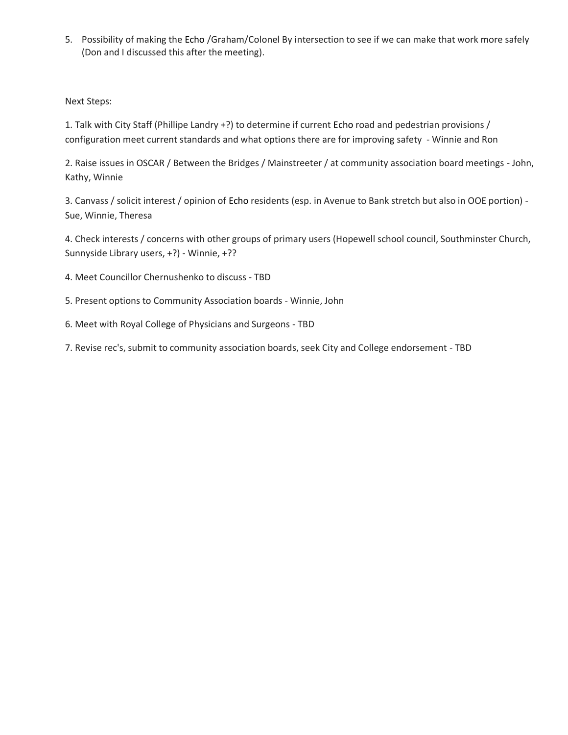5. Possibility of making the Echo /Graham/Colonel By intersection to see if we can make that work more safely (Don and I discussed this after the meeting).

Next Steps:

1. Talk with City Staff (Phillipe Landry +?) to determine if current Echo road and pedestrian provisions / configuration meet current standards and what options there are for improving safety - Winnie and Ron

2. Raise issues in OSCAR / Between the Bridges / Mainstreeter / at community association board meetings - John, Kathy, Winnie

3. Canvass / solicit interest / opinion of Echo residents (esp. in Avenue to Bank stretch but also in OOE portion) - Sue, Winnie, Theresa

4. Check interests / concerns with other groups of primary users (Hopewell school council, Southminster Church, Sunnyside Library users, +?) - Winnie, +??

4. Meet Councillor Chernushenko to discuss - TBD

5. Present options to Community Association boards - Winnie, John

6. Meet with Royal College of Physicians and Surgeons - TBD

7. Revise rec's, submit to community association boards, seek City and College endorsement - TBD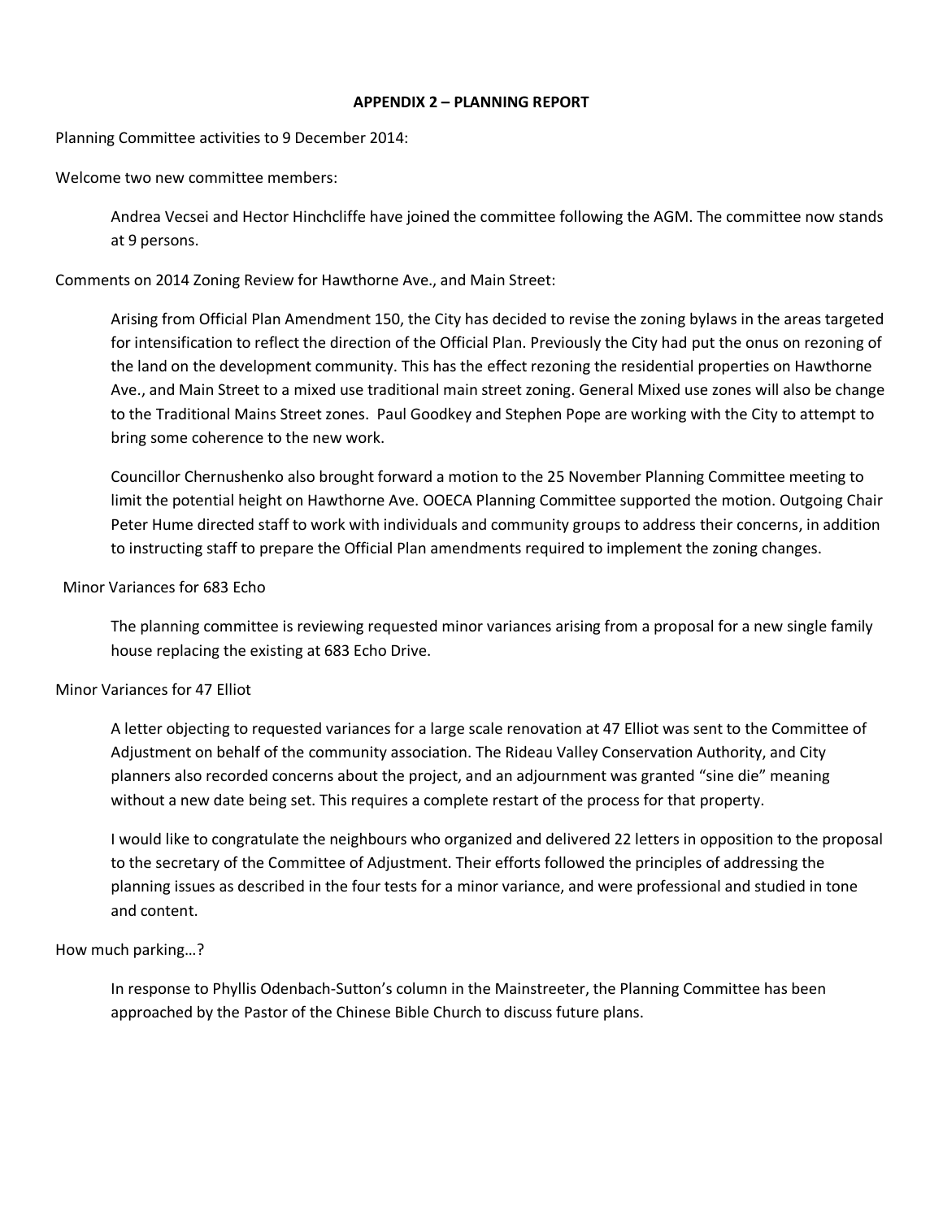**APPENDIX 2 – PLANNING REPORT**

Planning Committee activities to 9 December 2014:

Welcome two new committee members:

Andrea Vecsei and Hector Hinchcliffe have joined the committee following the AGM. The committee now stands at 9 persons.

Comments on 2014 Zoning Review for Hawthorne Ave., and Main Street:

Arising from Official Plan Amendment 150, the City has decided to revise the zoning bylaws in the areas targeted for intensification to reflect the direction of the Official Plan. Previously the City had put the onus on rezoning of the land on the development community. This has the effect rezoning the residential properties on Hawthorne Ave., and Main Street to a mixed use traditional main street zoning. General Mixed use zones will also be change to the Traditional Mains Street zones. Paul Goodkey and Stephen Pope are working with the City to attempt to bring some coherence to the new work.

Councillor Chernushenko also brought forward a motion to the 25 November Planning Committee meeting to limit the potential height on Hawthorne Ave. OOECA Planning Committee supported the motion. Outgoing Chair Peter Hume directed staff to work with individuals and community groups to address their concerns, in addition to instructing staff to prepare the Official Plan amendments required to implement the zoning changes.

Minor Variances for 683 Echo

The planning committee is reviewing requested minor variances arising from a proposal for a new single family house replacing the existing at 683 Echo Drive.

Minor Variances for 47 Elliot

A letter objecting to requested variances for a large scale renovation at 47 Elliot was sent to the Committee of Adjustment on behalf of the community association. The Rideau Valley Conservation Authority, and City planners also recorded concerns about the project, and an adjournment was granted "sine die" meaning without a new date being set. This requires a complete restart of the process for that property.

I would like to congratulate the neighbours who organized and delivered 22 letters in opposition to the proposal to the secretary of the Committee of Adjustment. Their efforts followed the principles of addressing the planning issues as described in the four tests for a minor variance, and were professional and studied in tone and content.

How much parking…?

In response to Phyllis Odenbach-Sutton's column in the Mainstreeter, the Planning Committee has been approached by the Pastor of the Chinese Bible Church to discuss future plans.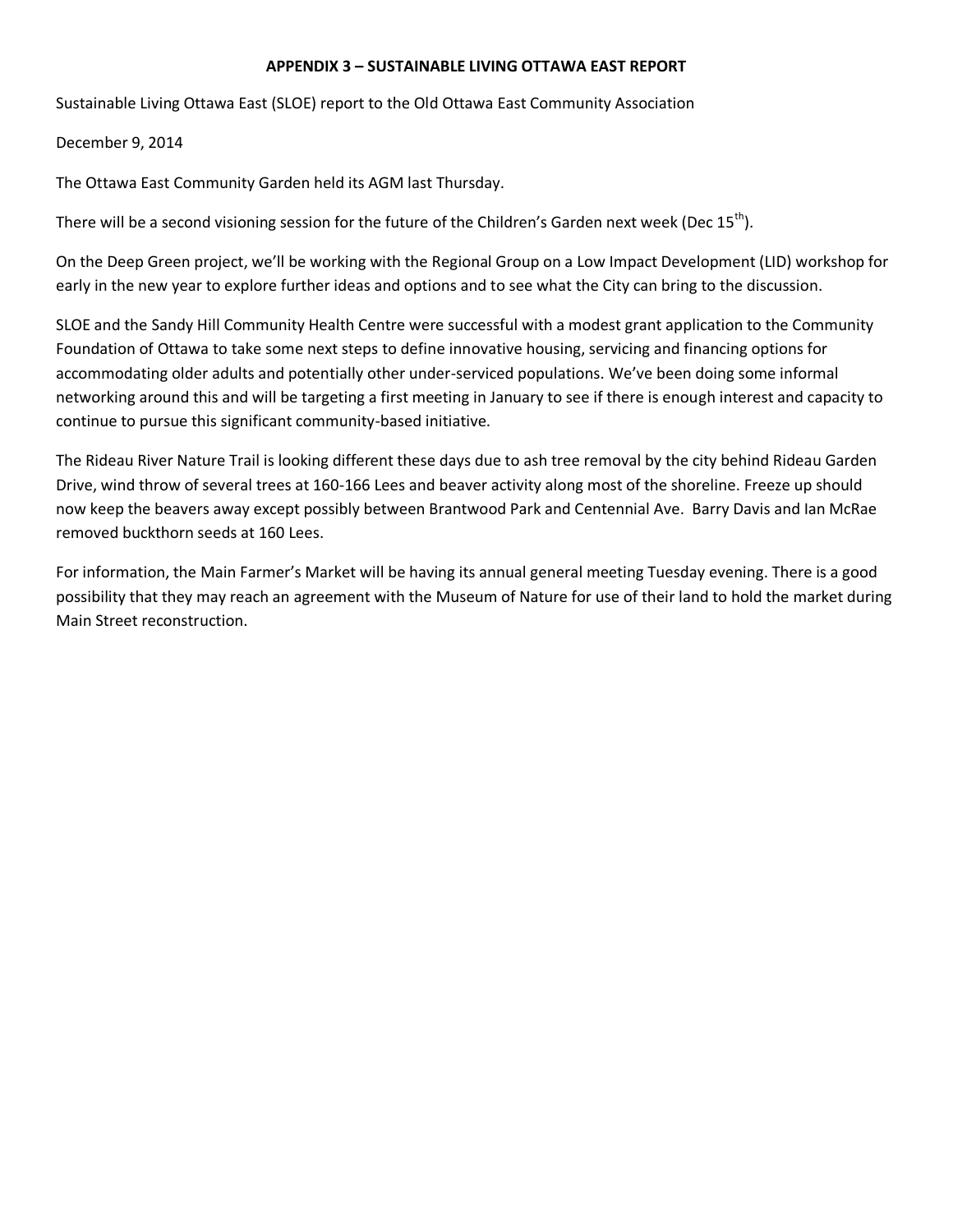**APPENDIX 3 – SUSTAINABLE LIVING OTTAWA EAST REPORT**

Sustainable Living Ottawa East (SLOE) report to the Old Ottawa East Community Association

December 9, 2014

The Ottawa East Community Garden held its AGM last Thursday.

There will be a second visioning session for the future of the Children's Garden next week (Dec 15th).

On the Deep Green project, we'll be working with the Regional Group on a Low Impact Development (LID) workshop for early in the new year to explore further ideas and options and to see what the City can bring to the discussion.

SLOE and the Sandy Hill Community Health Centre were successful with a modest grant application to the Community Foundation of Ottawa to take some next steps to define innovative housing, servicing and financing options for accommodating older adults and potentially other under-serviced populations. We've been doing some informal networking around this and will be targeting a first meeting in January to see if there is enough interest and capacity to continue to pursue this significant community-based initiative.

The Rideau River Nature Trail is looking different these days due to ash tree removal by the city behind Rideau Garden Drive, wind throw of several trees at 160-166 Lees and beaver activity along most of the shoreline. Freeze up should now keep the beavers away except possibly between Brantwood Park and Centennial Ave. Barry Davis and Ian McRae removed buckthorn seeds at 160 Lees.

For information, the Main Farmer's Market will be having its annual general meeting Tuesday evening. There is a good possibility that they may reach an agreement with the Museum of Nature for use of their land to hold the market during Main Street reconstruction.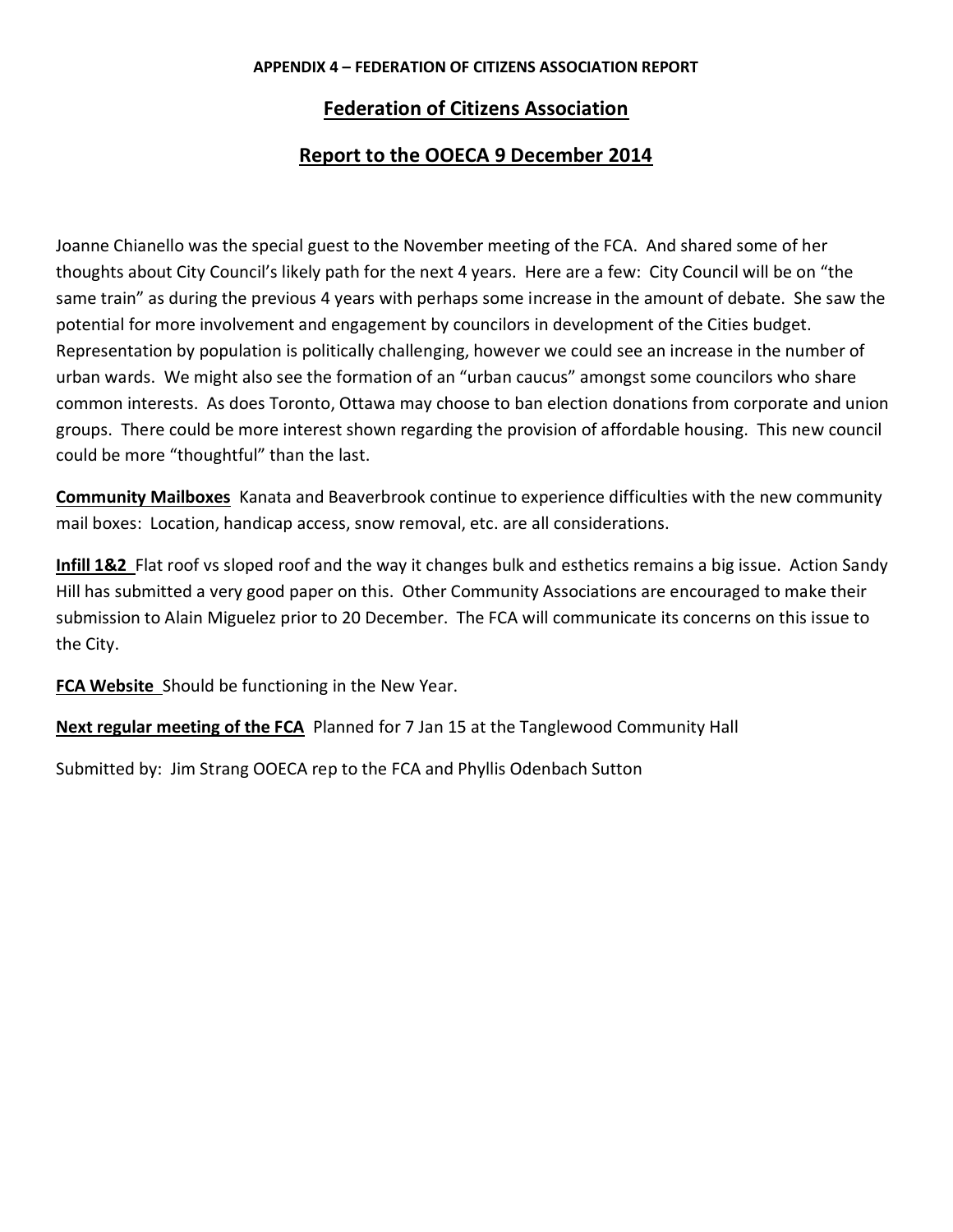**APPENDIX 4 – FEDERATION OF CITIZENS ASSOCIATION REPORT**

## Federation of Citizens Association

## Report to the OOECA 9 December 2014

Joanne Chianello was the special guest to the November meeting of the FCA. And shared some of her thoughts about City Council's likely path for the next 4 years. Here are a few: City Council will be on "the same train" as during the previous 4 years with perhaps some increase in the amount of debate. She saw the potential for more involvement and engagement by councilors in development of the Cities budget. Representation by population is politically challenging, however we could see an increase in the number of urban wards. We might also see the formation of an "urban caucus" amongst some councilors who share common interests. As does Toronto, Ottawa may choose to ban election donations from corporate and union groups. There could be more interest shown regarding the provision of affordable housing. This new council could be more "thoughtful" than the last.

**Community Mailboxes** Kanata and Beaverbrook continue to experience difficulties with the new community mail boxes: Location, handicap access, snow removal, etc. are all considerations.

**Infill 1&2** Flat roof vs sloped roof and the way it changes bulk and esthetics remains a big issue. Action Sandy Hill has submitted a very good paper on this. Other Community Associations are encouraged to make their submission to Alain Miguelez prior to 20 December. The FCA will communicate its concerns on this issue to the City.

**FCA Website** Should be functioning in the New Year.

**Next regular meeting of the FCA** Planned for 7 Jan 15 at the Tanglewood Community Hall

Submitted by: Jim Strang OOECA rep to the FCA and Phyllis Odenbach Sutton